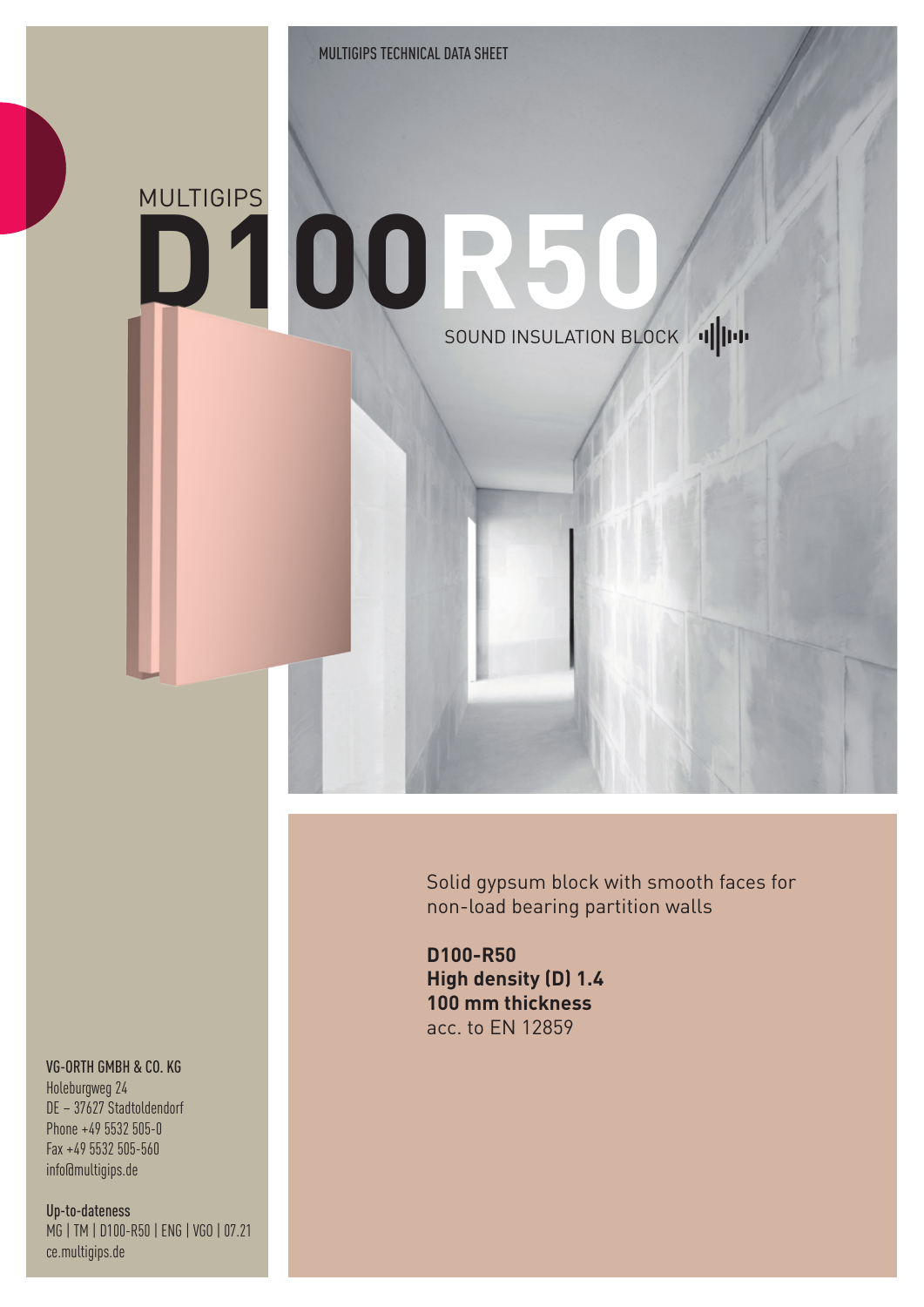MULTIGIPS TECHNICAL DATA SHEET

# MULTIGIPS D100R50

SOUND INSULATION BLOCK

Solid gypsum block with smooth faces for non-load bearing partition walls

**D100-R50**
**High density (D) 1.4**
**100 mm thickness**
acc. to EN 12859

VG-ORTH GMBH & CO. KG
Holeburgweg 24
DE – 37627 Stadtoldendorf
Phone +49 5532 505-0
Fax +49 5532 505-560
info@multigips.de

Up-to-dateness
MG | TM | D100-R50 | ENG | VGO | 07.21
ce.multigips.de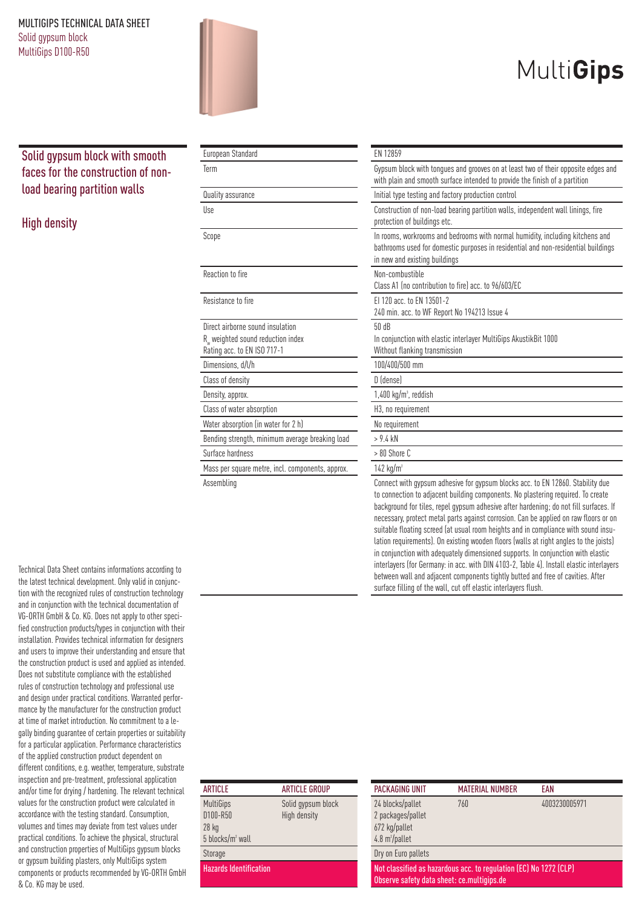MULTIGIPS TECHNICAL DATA SHEET
Solid gypsum block
MultiGips D100-R50

MultiGips

## Solid gypsum block with smooth faces for the construction of non-load bearing partition walls

## High density

| | |
|---|---|
| European Standard | EN 12859 |
| Term | Gypsum block with tongues and grooves on at least two of their opposite edges and with plain and smooth surface intended to provide the finish of a partition |
| Quality assurance | Initial type testing and factory production control |
| Use | Construction of non-load bearing partition walls, independent wall linings, fire protection of buildings etc. |
| Scope | In rooms, workrooms and bedrooms with normal humidity, including kitchens and bathrooms used for domestic purposes in residential and non-residential buildings in new and existing buildings |
| Reaction to fire | Non-combustible<br>Class A1 (no contribution to fire) acc. to 96/603/EC |
| Resistance to fire | EI 120 acc. to EN 13501-2<br>240 min. acc. to WF Report No 194213 Issue 4 |
| Direct airborne sound insulation<br>$R_w$ weighted sound reduction index<br>Rating acc. to EN ISO 717-1 | 50 dB<br>In conjunction with elastic interlayer MultiGips AkustikBit 1000<br>Without flanking transmission |
| Dimensions, d/l/h | 100/400/500 mm |
| Class of density | D (dense) |
| Density, approx. | 1,400 kg/m³, reddish |
| Class of water absorption | H3, no requirement |
| Water absorption (in water for 2 h) | No requirement |
| Bending strength, minimum average breaking load | > 9.4 kN |
| Surface hardness | > 80 Shore C |
| Mass per square metre, incl. components, approx. | 142 kg/m² |
| Assembling | Connect with gypsum adhesive for gypsum blocks acc. to EN 12860. Stability due to connection to adjacent building components. No plastering required. To create background for tiles, repel gypsum adhesive after hardening; do not fill surfaces. If necessary, protect metal parts against corrosion. Can be applied on raw floors or on suitable floating screed (at usual room heights and in compliance with sound insulation requirements). On existing wooden floors (walls at right angles to the joists) in conjunction with adequately dimensioned supports. In conjunction with elastic interlayers (for Germany: in acc. with DIN 4103-2, Table 4). Install elastic interlayers between wall and adjacent components tightly butted and free of cavities. After surface filling of the wall, cut off elastic interlayers flush. |

Technical Data Sheet contains informations according to the latest technical development. Only valid in conjunction with the recognized rules of construction technology and in conjunction with the technical documentation of VG-ORTH GmbH & Co. KG. Does not apply to other specified construction products/types in conjunction with their installation. Provides technical information for designers and users to improve their understanding and ensure that the construction product is used and applied as intended. Does not substitute compliance with the established rules of construction technology and professional use and design under practical conditions. Warranted performance by the manufacturer for the construction product at time of market introduction. No commitment to a legally binding guarantee of certain properties or suitability for a particular application. Performance characteristics of the applied construction product dependent on different conditions, e.g. weather, temperature, substrate inspection and pre-treatment, professional application and/or time for drying / hardening. The relevant technical values for the construction product were calculated in accordance with the testing standard. Consumption, volumes and times may deviate from test values under practical conditions. To achieve the physical, structural and construction properties of MultiGips gypsum blocks or gypsum building plasters, only MultiGips system components or products recommended by VG-ORTH GmbH & Co. KG may be used.

| ARTICLE | ARTICLE GROUP | PACKAGING UNIT | MATERIAL NUMBER | EAN |
|---|---|---|---|---|
| MultiGips<br>D100-R50<br>28 kg<br>5 blocks/m² wall | Solid gypsum block<br>High density | 24 blocks/pallet<br>2 packages/pallet<br>672 kg/pallet<br>4.8 m²/pallet | 760 | 4003230005971 |
| Storage | | Dry on Euro pallets | | |
| Hazards Identification | | Not classified as hazardous acc. to regulation (EC) No 1272 (CLP)<br>Observe safety data sheet: ce.multigips.de | | |